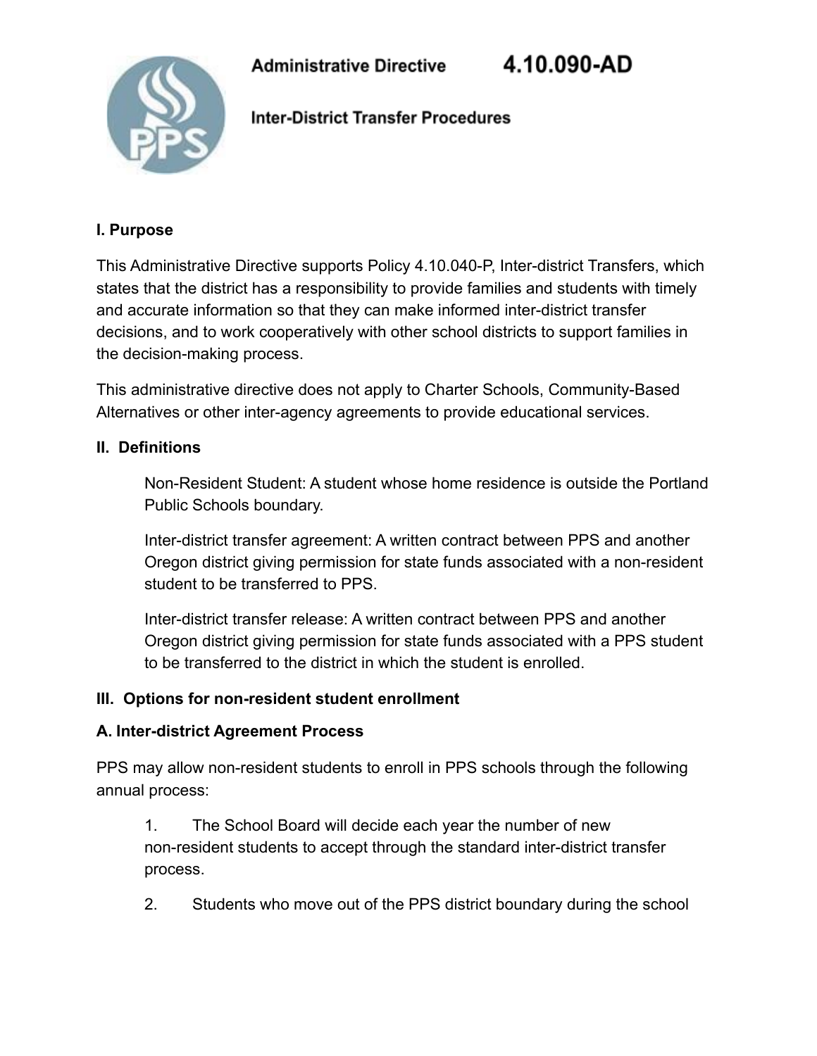# Administrative Directive 4.10.090-AD

## Inter-District Transfer Procedures

**I. Purpose**

This Administrative Directive supports Policy 4.10.040-P, Inter-district Transfers, which states that the district has a responsibility to provide families and students with timely and accurate information so that they can make informed inter-district transfer decisions, and to work cooperatively with other school districts to support families in the decision-making process.

This administrative directive does not apply to Charter Schools, Community-Based Alternatives or other inter-agency agreements to provide educational services.

**II. Definitions**

Non-Resident Student: A student whose home residence is outside the Portland Public Schools boundary.

Inter-district transfer agreement: A written contract between PPS and another Oregon district giving permission for state funds associated with a non-resident student to be transferred to PPS.

Inter-district transfer release: A written contract between PPS and another Oregon district giving permission for state funds associated with a PPS student to be transferred to the district in which the student is enrolled.

**III. Options for non-resident student enrollment**

**A. Inter-district Agreement Process**

PPS may allow non-resident students to enroll in PPS schools through the following annual process:

1. The School Board will decide each year the number of new non-resident students to accept through the standard inter-district transfer process.

2. Students who move out of the PPS district boundary during the school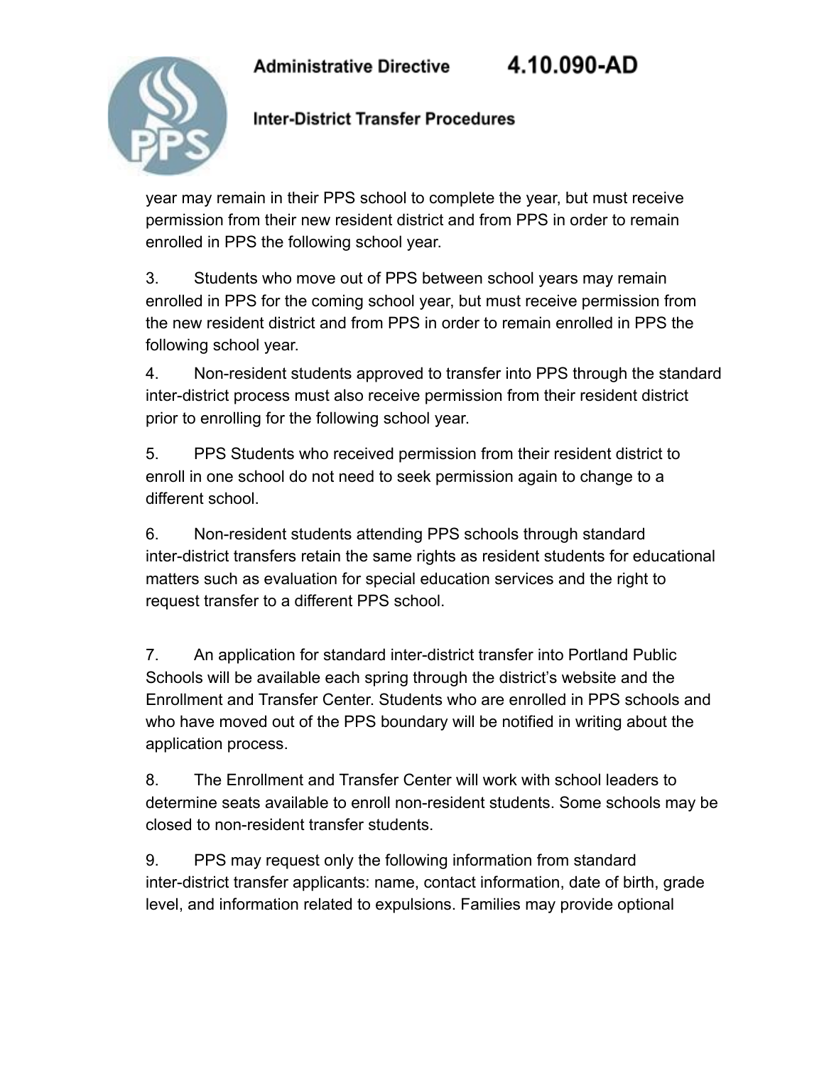year may remain in their PPS school to complete the year, but must receive permission from their new resident district and from PPS in order to remain enrolled in PPS the following school year.

3. Students who move out of PPS between school years may remain enrolled in PPS for the coming school year, but must receive permission from the new resident district and from PPS in order to remain enrolled in PPS the following school year.

4. Non-resident students approved to transfer into PPS through the standard inter-district process must also receive permission from their resident district prior to enrolling for the following school year.

5. PPS Students who received permission from their resident district to enroll in one school do not need to seek permission again to change to a different school.

6. Non-resident students attending PPS schools through standard inter-district transfers retain the same rights as resident students for educational matters such as evaluation for special education services and the right to request transfer to a different PPS school.

7. An application for standard inter-district transfer into Portland Public Schools will be available each spring through the district's website and the Enrollment and Transfer Center. Students who are enrolled in PPS schools and who have moved out of the PPS boundary will be notified in writing about the application process.

8. The Enrollment and Transfer Center will work with school leaders to determine seats available to enroll non-resident students. Some schools may be closed to non-resident transfer students.

9. PPS may request only the following information from standard inter-district transfer applicants: name, contact information, date of birth, grade level, and information related to expulsions. Families may provide optional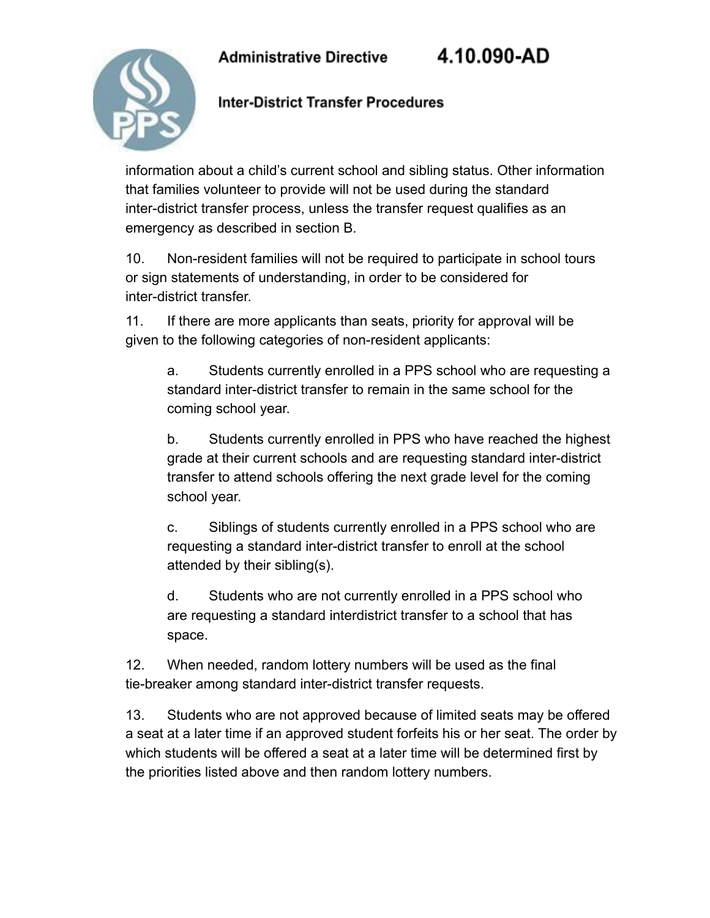information about a child's current school and sibling status. Other information that families volunteer to provide will not be used during the standard inter-district transfer process, unless the transfer request qualifies as an emergency as described in section B.

10. Non-resident families will not be required to participate in school tours or sign statements of understanding, in order to be considered for inter-district transfer.

11. If there are more applicants than seats, priority for approval will be given to the following categories of non-resident applicants:

   a. Students currently enrolled in a PPS school who are requesting a standard inter-district transfer to remain in the same school for the coming school year.

   b. Students currently enrolled in PPS who have reached the highest grade at their current schools and are requesting standard inter-district transfer to attend schools offering the next grade level for the coming school year.

   c. Siblings of students currently enrolled in a PPS school who are requesting a standard inter-district transfer to enroll at the school attended by their sibling(s).

   d. Students who are not currently enrolled in a PPS school who are requesting a standard interdistrict transfer to a school that has space.

12. When needed, random lottery numbers will be used as the final tie-breaker among standard inter-district transfer requests.

13. Students who are not approved because of limited seats may be offered a seat at a later time if an approved student forfeits his or her seat. The order by which students will be offered a seat at a later time will be determined first by the priorities listed above and then random lottery numbers.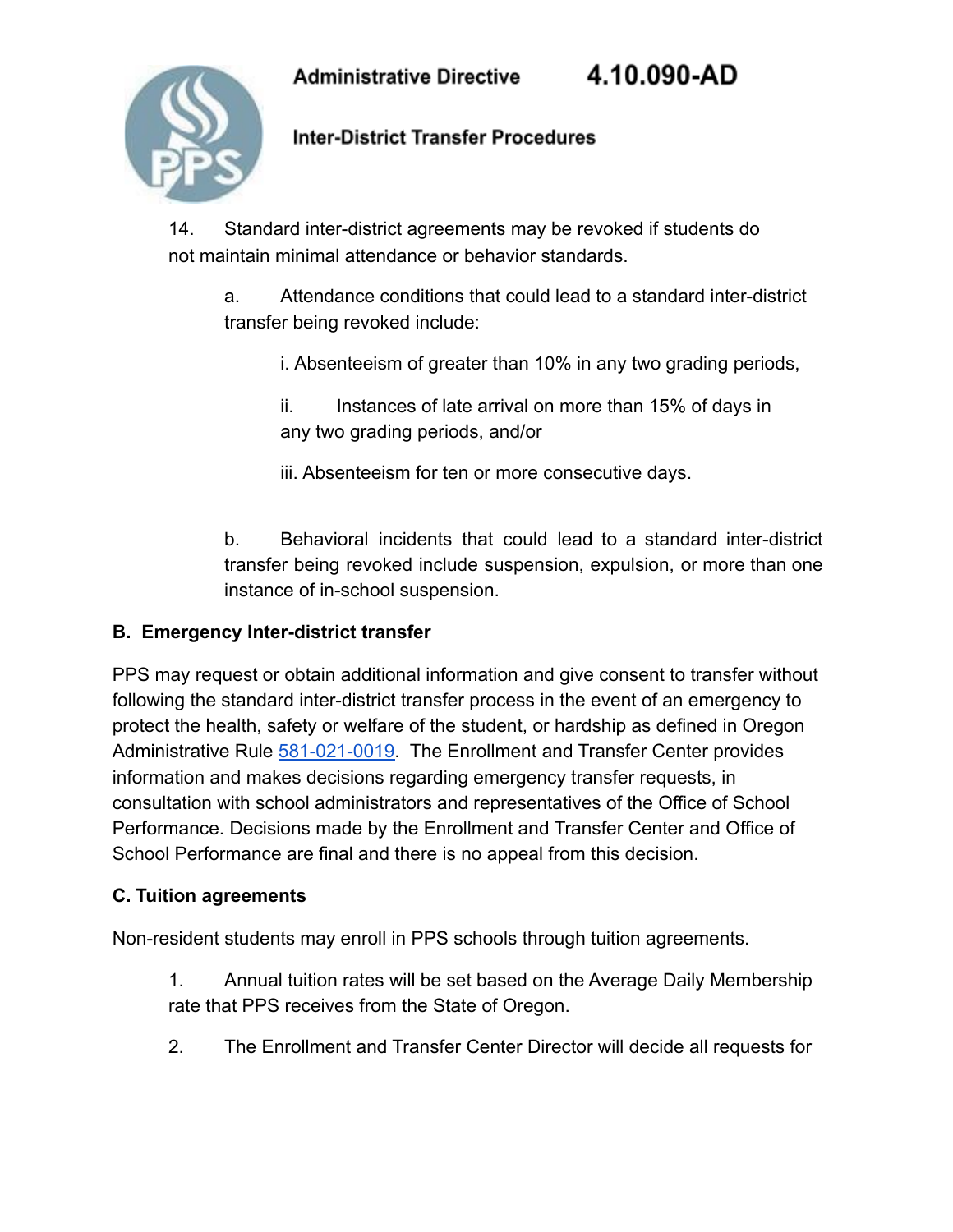14. Standard inter-district agreements may be revoked if students do not maintain minimal attendance or behavior standards.

   a. Attendance conditions that could lead to a standard inter-district transfer being revoked include:

      i. Absenteeism of greater than 10% in any two grading periods,

      ii. Instances of late arrival on more than 15% of days in any two grading periods, and/or

      iii. Absenteeism for ten or more consecutive days.

   b. Behavioral incidents that could lead to a standard inter-district transfer being revoked include suspension, expulsion, or more than one instance of in-school suspension.

**B. Emergency Inter-district transfer**

PPS may request or obtain additional information and give consent to transfer without following the standard inter-district transfer process in the event of an emergency to protect the health, safety or welfare of the student, or hardship as defined in Oregon Administrative Rule 581-021-0019. The Enrollment and Transfer Center provides information and makes decisions regarding emergency transfer requests, in consultation with school administrators and representatives of the Office of School Performance. Decisions made by the Enrollment and Transfer Center and Office of School Performance are final and there is no appeal from this decision.

**C. Tuition agreements**

Non-resident students may enroll in PPS schools through tuition agreements.

1. Annual tuition rates will be set based on the Average Daily Membership rate that PPS receives from the State of Oregon.

2. The Enrollment and Transfer Center Director will decide all requests for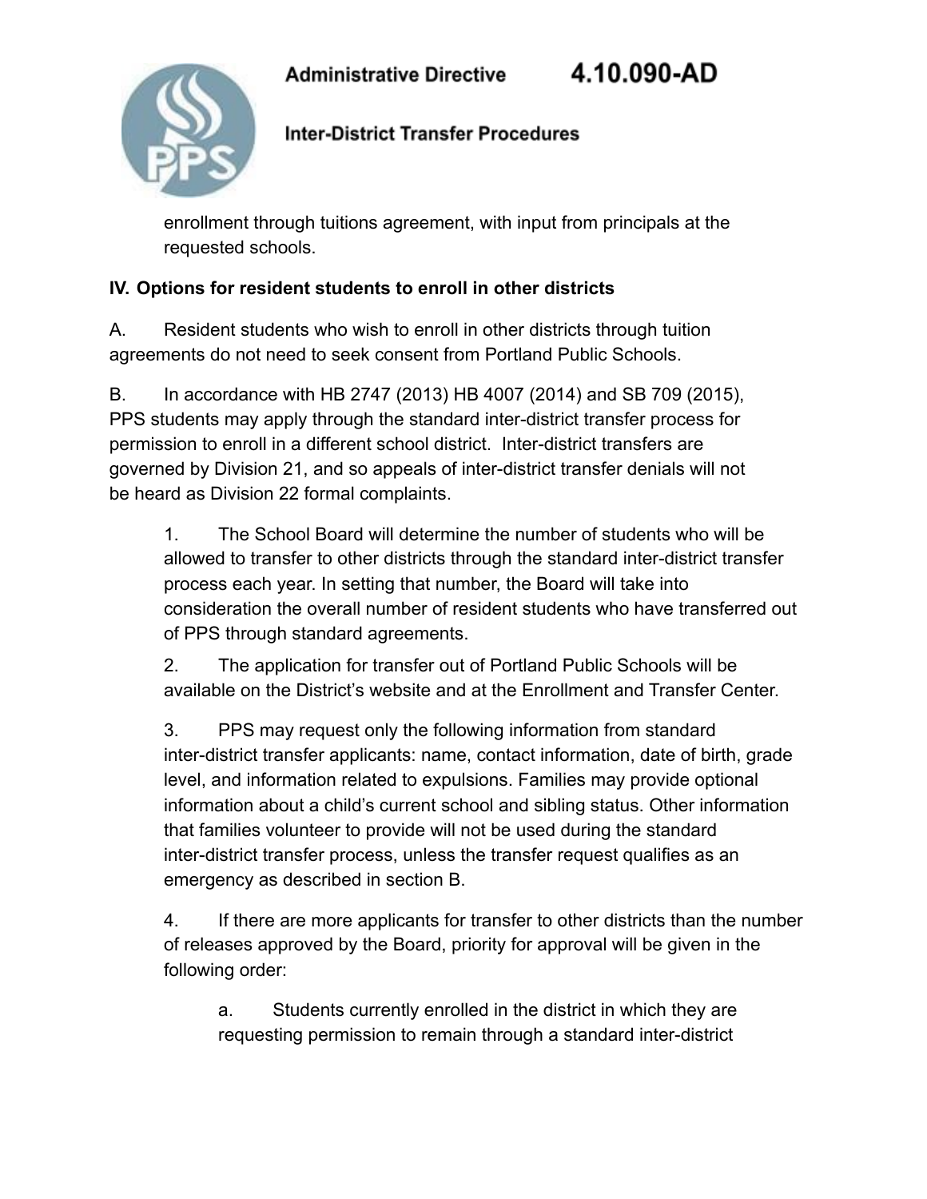enrollment through tuitions agreement, with input from principals at the requested schools.

**IV. Options for resident students to enroll in other districts**

A. Resident students who wish to enroll in other districts through tuition agreements do not need to seek consent from Portland Public Schools.

B. In accordance with HB 2747 (2013) HB 4007 (2014) and SB 709 (2015), PPS students may apply through the standard inter-district transfer process for permission to enroll in a different school district. Inter-district transfers are governed by Division 21, and so appeals of inter-district transfer denials will not be heard as Division 22 formal complaints.

1. The School Board will determine the number of students who will be allowed to transfer to other districts through the standard inter-district transfer process each year. In setting that number, the Board will take into consideration the overall number of resident students who have transferred out of PPS through standard agreements.

2. The application for transfer out of Portland Public Schools will be available on the District's website and at the Enrollment and Transfer Center.

3. PPS may request only the following information from standard inter-district transfer applicants: name, contact information, date of birth, grade level, and information related to expulsions. Families may provide optional information about a child's current school and sibling status. Other information that families volunteer to provide will not be used during the standard inter-district transfer process, unless the transfer request qualifies as an emergency as described in section B.

4. If there are more applicants for transfer to other districts than the number of releases approved by the Board, priority for approval will be given in the following order:

   a. Students currently enrolled in the district in which they are requesting permission to remain through a standard inter-district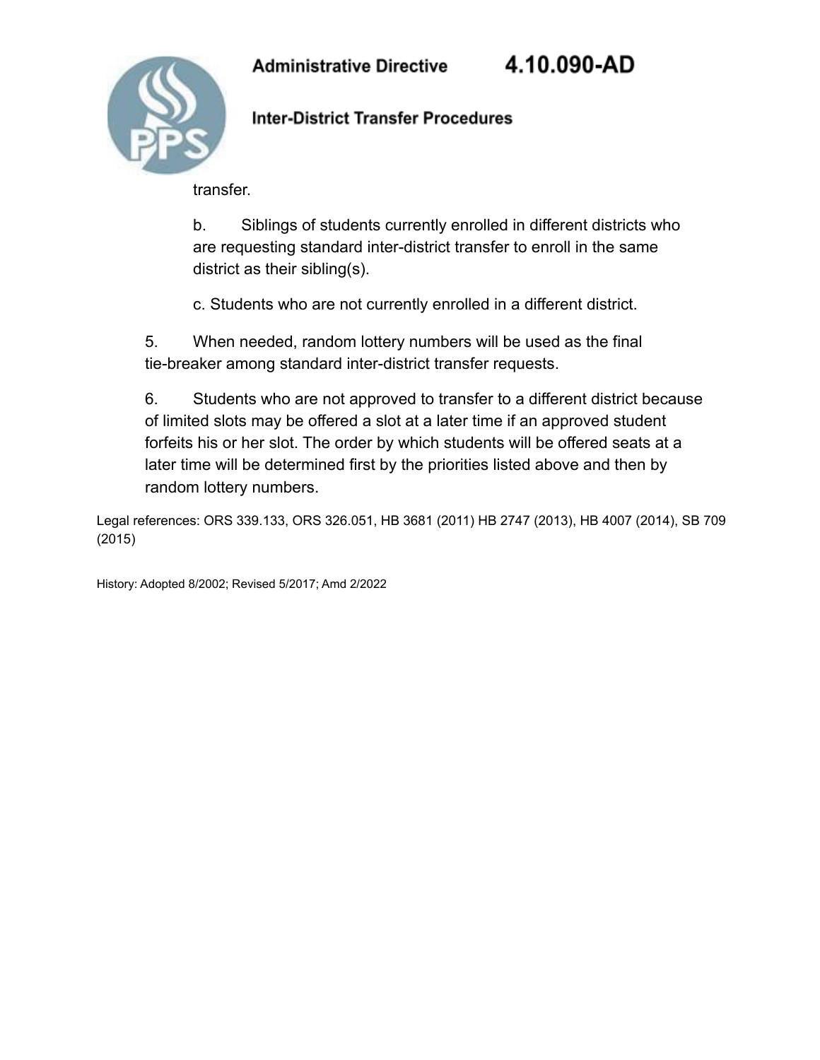transfer.

b. Siblings of students currently enrolled in different districts who are requesting standard inter-district transfer to enroll in the same district as their sibling(s).

c. Students who are not currently enrolled in a different district.

5. When needed, random lottery numbers will be used as the final tie-breaker among standard inter-district transfer requests.

6. Students who are not approved to transfer to a different district because of limited slots may be offered a slot at a later time if an approved student forfeits his or her slot. The order by which students will be offered seats at a later time will be determined first by the priorities listed above and then by random lottery numbers.

Legal references: ORS 339.133, ORS 326.051, HB 3681 (2011) HB 2747 (2013), HB 4007 (2014), SB 709 (2015)

History: Adopted 8/2002; Revised 5/2017; Amd 2/2022